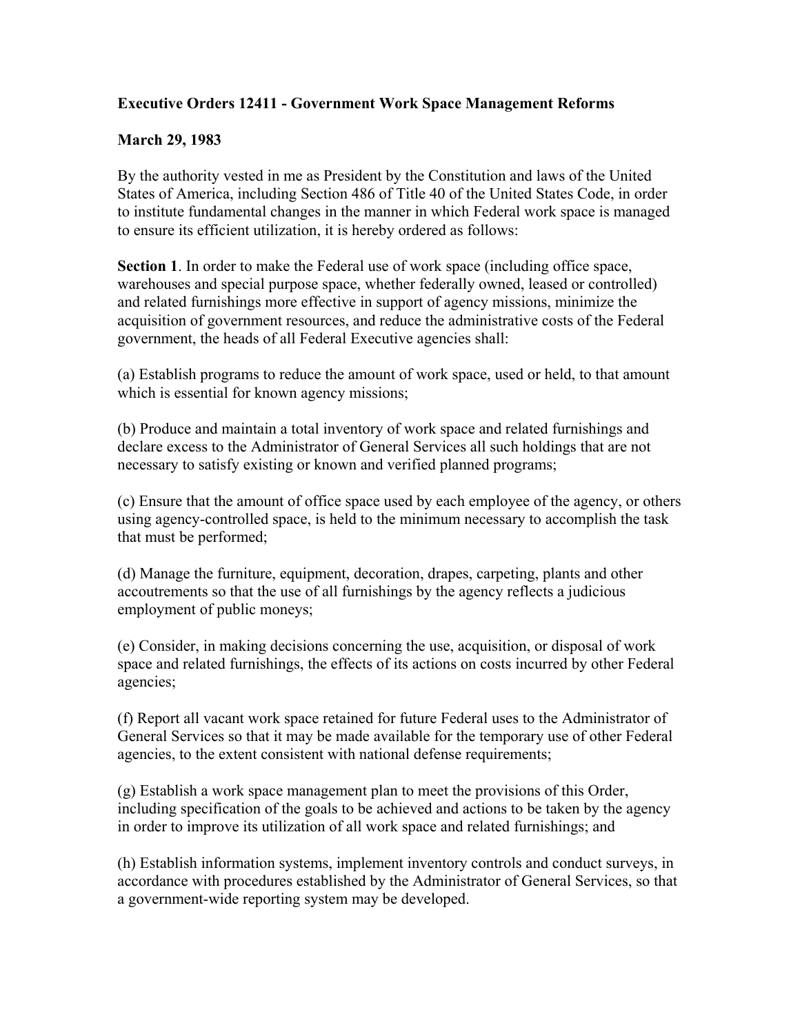**Executive Orders 12411 - Government Work Space Management Reforms**

**March 29, 1983**

By the authority vested in me as President by the Constitution and laws of the United States of America, including Section 486 of Title 40 of the United States Code, in order to institute fundamental changes in the manner in which Federal work space is managed to ensure its efficient utilization, it is hereby ordered as follows:

**Section 1**. In order to make the Federal use of work space (including office space, warehouses and special purpose space, whether federally owned, leased or controlled) and related furnishings more effective in support of agency missions, minimize the acquisition of government resources, and reduce the administrative costs of the Federal government, the heads of all Federal Executive agencies shall:

(a) Establish programs to reduce the amount of work space, used or held, to that amount which is essential for known agency missions;

(b) Produce and maintain a total inventory of work space and related furnishings and declare excess to the Administrator of General Services all such holdings that are not necessary to satisfy existing or known and verified planned programs;

(c) Ensure that the amount of office space used by each employee of the agency, or others using agency-controlled space, is held to the minimum necessary to accomplish the task that must be performed;

(d) Manage the furniture, equipment, decoration, drapes, carpeting, plants and other accoutrements so that the use of all furnishings by the agency reflects a judicious employment of public moneys;

(e) Consider, in making decisions concerning the use, acquisition, or disposal of work space and related furnishings, the effects of its actions on costs incurred by other Federal agencies;

(f) Report all vacant work space retained for future Federal uses to the Administrator of General Services so that it may be made available for the temporary use of other Federal agencies, to the extent consistent with national defense requirements;

(g) Establish a work space management plan to meet the provisions of this Order, including specification of the goals to be achieved and actions to be taken by the agency in order to improve its utilization of all work space and related furnishings; and

(h) Establish information systems, implement inventory controls and conduct surveys, in accordance with procedures established by the Administrator of General Services, so that a government-wide reporting system may be developed.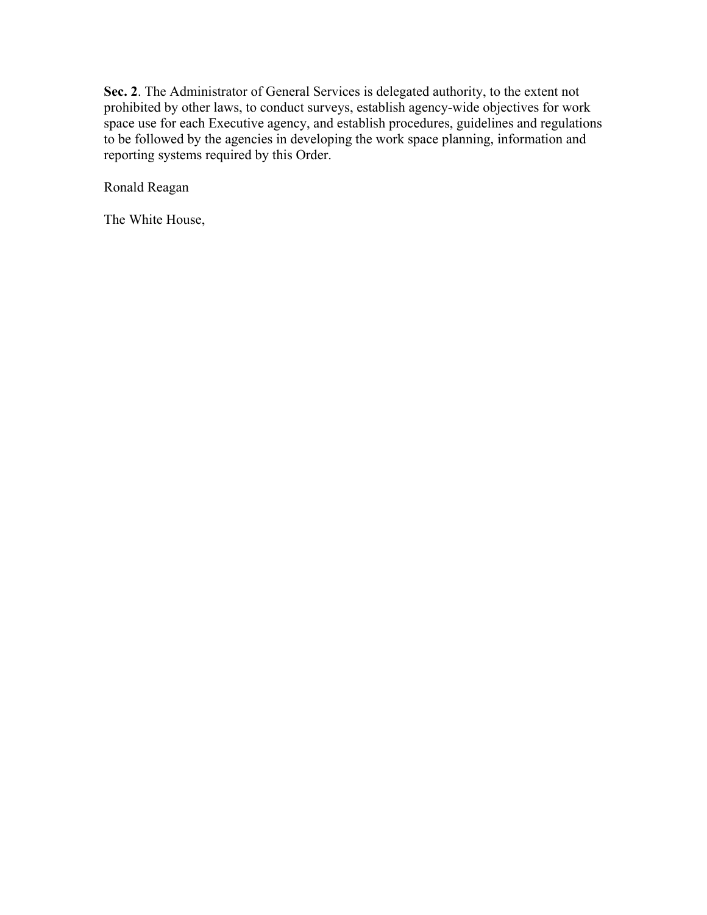**Sec. 2**. The Administrator of General Services is delegated authority, to the extent not prohibited by other laws, to conduct surveys, establish agency-wide objectives for work space use for each Executive agency, and establish procedures, guidelines and regulations to be followed by the agencies in developing the work space planning, information and reporting systems required by this Order.

Ronald Reagan

The White House,